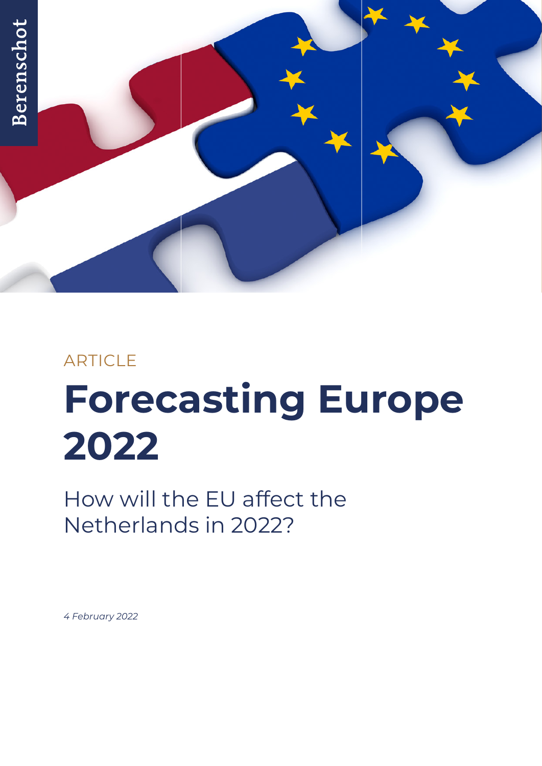Berenschot

ARTICLE

# Forecasting Europe 2022

How will the EU affect the Netherlands in 2022?

*4 February 2022*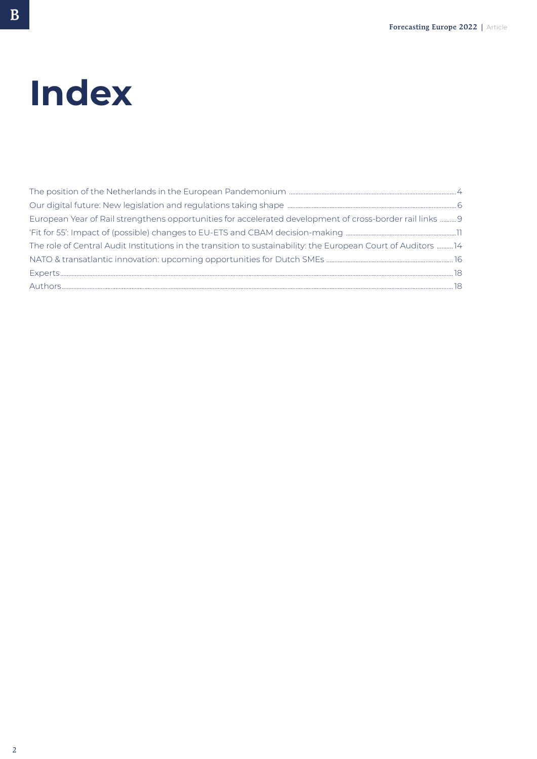# Index

- The position of the Netherlands in the European Pandemonium ........ 4
- Our digital future: New legislation and regulations taking shape ........ 6
- European Year of Rail strengthens opportunities for accelerated development of cross-border rail links ........ 9
- 'Fit for 55': Impact of (possible) changes to EU-ETS and CBAM decision-making ........ 11
- The role of Central Audit Institutions in the transition to sustainability: the European Court of Auditors ........ 14
- NATO & transatlantic innovation: upcoming opportunities for Dutch SMEs ........ 16
- Experts ........ 18
- Authors ........ 18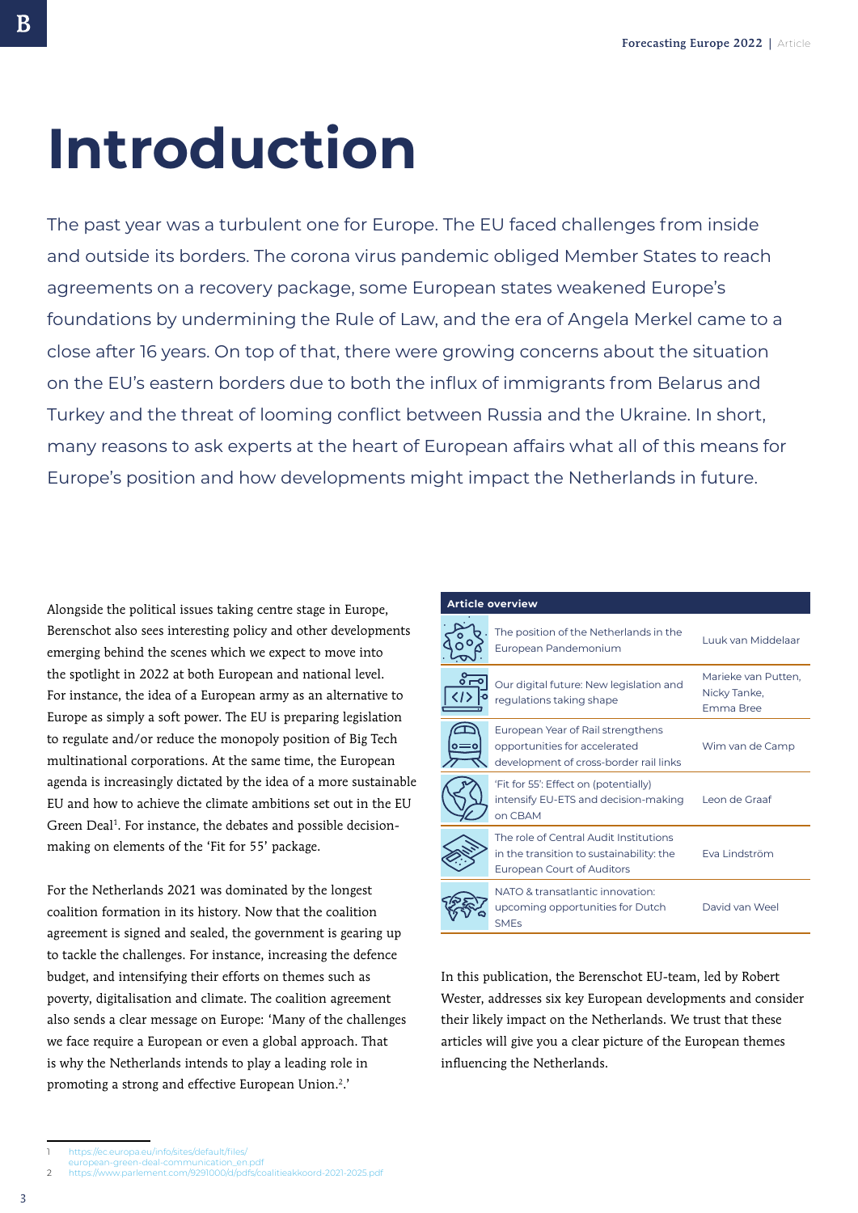# Introduction

The past year was a turbulent one for Europe. The EU faced challenges from inside and outside its borders. The corona virus pandemic obliged Member States to reach agreements on a recovery package, some European states weakened Europe's foundations by undermining the Rule of Law, and the era of Angela Merkel came to a close after 16 years. On top of that, there were growing concerns about the situation on the EU's eastern borders due to both the influx of immigrants from Belarus and Turkey and the threat of looming conflict between Russia and the Ukraine. In short, many reasons to ask experts at the heart of European affairs what all of this means for Europe's position and how developments might impact the Netherlands in future.

Alongside the political issues taking centre stage in Europe, Berenschot also sees interesting policy and other developments emerging behind the scenes which we expect to move into the spotlight in 2022 at both European and national level. For instance, the idea of a European army as an alternative to Europe as simply a soft power. The EU is preparing legislation to regulate and/or reduce the monopoly position of Big Tech multinational corporations. At the same time, the European agenda is increasingly dictated by the idea of a more sustainable EU and how to achieve the climate ambitions set out in the EU Green Deal[1]. For instance, the debates and possible decision-making on elements of the 'Fit for 55' package.

For the Netherlands 2021 was dominated by the longest coalition formation in its history. Now that the coalition agreement is signed and sealed, the government is gearing up to tackle the challenges. For instance, increasing the defence budget, and intensifying their efforts on themes such as poverty, digitalisation and climate. The coalition agreement also sends a clear message on Europe: 'Many of the challenges we face require a European or even a global approach. That is why the Netherlands intends to play a leading role in promoting a strong and effective European Union.[2].'

| Article overview | |
|---|---|
| The position of the Netherlands in the European Pandemonium | Luuk van Middelaar |
| Our digital future: New legislation and regulations taking shape | Marieke van Putten, Nicky Tanke, Emma Bree |
| European Year of Rail strengthens opportunities for accelerated development of cross-border rail links | Wim van de Camp |
| 'Fit for 55': Effect on (potentially) intensify EU-ETS and decision-making on CBAM | Leon de Graaf |
| The role of Central Audit Institutions in the transition to sustainability: the European Court of Auditors | Eva Lindström |
| NATO & transatlantic innovation: upcoming opportunities for Dutch SMEs | David van Weel |

In this publication, the Berenschot EU-team, led by Robert Wester, addresses six key European developments and consider their likely impact on the Netherlands. We trust that these articles will give you a clear picture of the European themes influencing the Netherlands.

1 https://ec.europa.eu/info/sites/default/files/european-green-deal-communication_en.pdf
2 https://www.parlement.com/9291000/d/pdfs/coalitieakkoord-2021-2025.pdf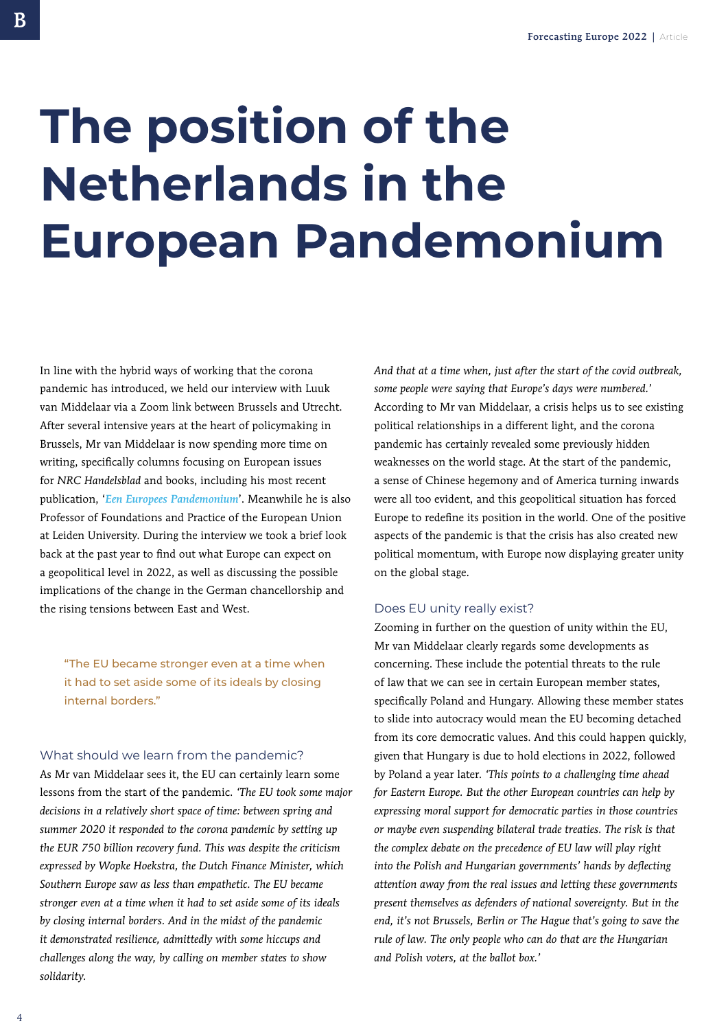# The position of the Netherlands in the European Pandemonium

In line with the hybrid ways of working that the corona pandemic has introduced, we held our interview with Luuk van Middelaar via a Zoom link between Brussels and Utrecht. After several intensive years at the heart of policymaking in Brussels, Mr van Middelaar is now spending more time on writing, specifically columns focusing on European issues for *NRC Handelsblad* and books, including his most recent publication, '***Een Europees Pandemonium***'. Meanwhile he is also Professor of Foundations and Practice of the European Union at Leiden University. During the interview we took a brief look back at the past year to find out what Europe can expect on a geopolitical level in 2022, as well as discussing the possible implications of the change in the German chancellorship and the rising tensions between East and West.

> "The EU became stronger even at a time when it had to set aside some of its ideals by closing internal borders."

## What should we learn from the pandemic?

As Mr van Middelaar sees it, the EU can certainly learn some lessons from the start of the pandemic. *'The EU took some major decisions in a relatively short space of time: between spring and summer 2020 it responded to the corona pandemic by setting up the EUR 750 billion recovery fund. This was despite the criticism expressed by Wopke Hoekstra, the Dutch Finance Minister, which Southern Europe saw as less than empathetic. The EU became stronger even at a time when it had to set aside some of its ideals by closing internal borders. And in the midst of the pandemic it demonstrated resilience, admittedly with some hiccups and challenges along the way, by calling on member states to show solidarity. And that at a time when, just after the start of the covid outbreak, some people were saying that Europe's days were numbered.'* According to Mr van Middelaar, a crisis helps us to see existing political relationships in a different light, and the corona pandemic has certainly revealed some previously hidden weaknesses on the world stage. At the start of the pandemic, a sense of Chinese hegemony and of America turning inwards were all too evident, and this geopolitical situation has forced Europe to redefine its position in the world. One of the positive aspects of the pandemic is that the crisis has also created new political momentum, with Europe now displaying greater unity on the global stage.

## Does EU unity really exist?

Zooming in further on the question of unity within the EU, Mr van Middelaar clearly regards some developments as concerning. These include the potential threats to the rule of law that we can see in certain European member states, specifically Poland and Hungary. Allowing these member states to slide into autocracy would mean the EU becoming detached from its core democratic values. And this could happen quickly, given that Hungary is due to hold elections in 2022, followed by Poland a year later. *'This points to a challenging time ahead for Eastern Europe. But the other European countries can help by expressing moral support for democratic parties in those countries or maybe even suspending bilateral trade treaties. The risk is that the complex debate on the precedence of EU law will play right into the Polish and Hungarian governments' hands by deflecting attention away from the real issues and letting these governments present themselves as defenders of national sovereignty. But in the end, it's not Brussels, Berlin or The Hague that's going to save the rule of law. The only people who can do that are the Hungarian and Polish voters, at the ballot box.'*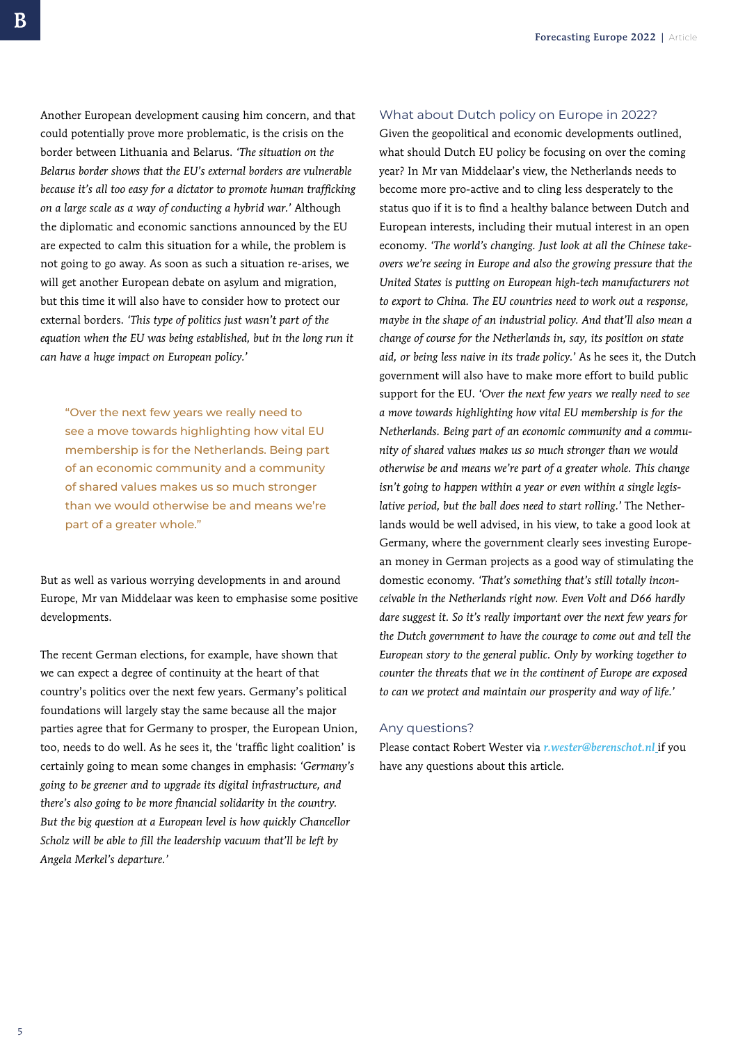Another European development causing him concern, and that could potentially prove more problematic, is the crisis on the border between Lithuania and Belarus. *'The situation on the Belarus border shows that the EU's external borders are vulnerable because it's all too easy for a dictator to promote human trafficking on a large scale as a way of conducting a hybrid war.'* Although the diplomatic and economic sanctions announced by the EU are expected to calm this situation for a while, the problem is not going to go away. As soon as such a situation re-arises, we will get another European debate on asylum and migration, but this time it will also have to consider how to protect our external borders. *'This type of politics just wasn't part of the equation when the EU was being established, but in the long run it can have a huge impact on European policy.'*

> "Over the next few years we really need to see a move towards highlighting how vital EU membership is for the Netherlands. Being part of an economic community and a community of shared values makes us so much stronger than we would otherwise be and means we're part of a greater whole."

But as well as various worrying developments in and around Europe, Mr van Middelaar was keen to emphasise some positive developments.

The recent German elections, for example, have shown that we can expect a degree of continuity at the heart of that country's politics over the next few years. Germany's political foundations will largely stay the same because all the major parties agree that for Germany to prosper, the European Union, too, needs to do well. As he sees it, the 'traffic light coalition' is certainly going to mean some changes in emphasis: *'Germany's going to be greener and to upgrade its digital infrastructure, and there's also going to be more financial solidarity in the country. But the big question at a European level is how quickly Chancellor Scholz will be able to fill the leadership vacuum that'll be left by Angela Merkel's departure.'*

## What about Dutch policy on Europe in 2022?

Given the geopolitical and economic developments outlined, what should Dutch EU policy be focusing on over the coming year? In Mr van Middelaar's view, the Netherlands needs to become more pro-active and to cling less desperately to the status quo if it is to find a healthy balance between Dutch and European interests, including their mutual interest in an open economy. *'The world's changing. Just look at all the Chinese take-overs we're seeing in Europe and also the growing pressure that the United States is putting on European high-tech manufacturers not to export to China. The EU countries need to work out a response, maybe in the shape of an industrial policy. And that'll also mean a change of course for the Netherlands in, say, its position on state aid, or being less naive in its trade policy.'* As he sees it, the Dutch government will also have to make more effort to build public support for the EU. *'Over the next few years we really need to see a move towards highlighting how vital EU membership is for the Netherlands. Being part of an economic community and a community of shared values makes us so much stronger than we would otherwise be and means we're part of a greater whole. This change isn't going to happen within a year or even within a single legislative period, but the ball does need to start rolling.'* The Netherlands would be well advised, in his view, to take a good look at Germany, where the government clearly sees investing European money in German projects as a good way of stimulating the domestic economy. *'That's something that's still totally inconceivable in the Netherlands right now. Even Volt and D66 hardly dare suggest it. So it's really important over the next few years for the Dutch government to have the courage to come out and tell the European story to the general public. Only by working together to counter the threats that we in the continent of Europe are exposed to can we protect and maintain our prosperity and way of life.'*

## Any questions?

Please contact Robert Wester via *r.wester@berenschot.nl* if you have any questions about this article.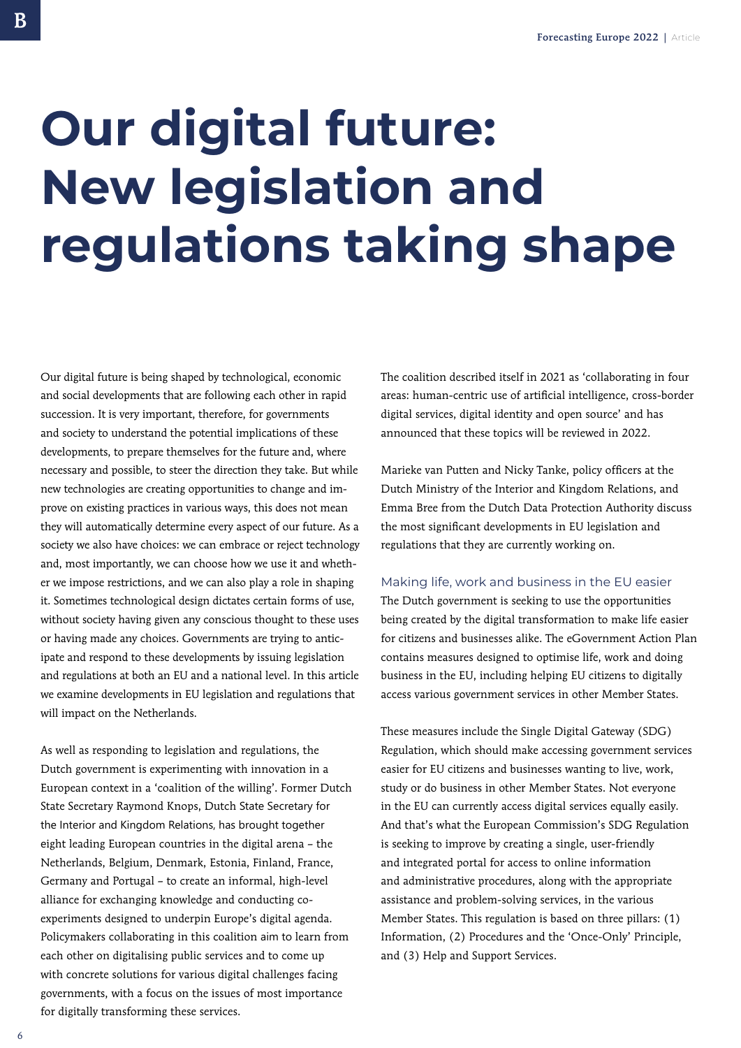# Our digital future: New legislation and regulations taking shape

Our digital future is being shaped by technological, economic and social developments that are following each other in rapid succession. It is very important, therefore, for governments and society to understand the potential implications of these developments, to prepare themselves for the future and, where necessary and possible, to steer the direction they take. But while new technologies are creating opportunities to change and improve on existing practices in various ways, this does not mean they will automatically determine every aspect of our future. As a society we also have choices: we can embrace or reject technology and, most importantly, we can choose how we use it and whether we impose restrictions, and we can also play a role in shaping it. Sometimes technological design dictates certain forms of use, without society having given any conscious thought to these uses or having made any choices. Governments are trying to anticipate and respond to these developments by issuing legislation and regulations at both an EU and a national level. In this article we examine developments in EU legislation and regulations that will impact on the Netherlands.

As well as responding to legislation and regulations, the Dutch government is experimenting with innovation in a European context in a 'coalition of the willing'. Former Dutch State Secretary Raymond Knops, Dutch State Secretary for the Interior and Kingdom Relations, has brought together eight leading European countries in the digital arena – the Netherlands, Belgium, Denmark, Estonia, Finland, France, Germany and Portugal – to create an informal, high-level alliance for exchanging knowledge and conducting co-experiments designed to underpin Europe's digital agenda. Policymakers collaborating in this coalition aim to learn from each other on digitalising public services and to come up with concrete solutions for various digital challenges facing governments, with a focus on the issues of most importance for digitally transforming these services.

The coalition described itself in 2021 as 'collaborating in four areas: human-centric use of artificial intelligence, cross-border digital services, digital identity and open source' and has announced that these topics will be reviewed in 2022.

Marieke van Putten and Nicky Tanke, policy officers at the Dutch Ministry of the Interior and Kingdom Relations, and Emma Bree from the Dutch Data Protection Authority discuss the most significant developments in EU legislation and regulations that they are currently working on.

## Making life, work and business in the EU easier

The Dutch government is seeking to use the opportunities being created by the digital transformation to make life easier for citizens and businesses alike. The eGovernment Action Plan contains measures designed to optimise life, work and doing business in the EU, including helping EU citizens to digitally access various government services in other Member States.

These measures include the Single Digital Gateway (SDG) Regulation, which should make accessing government services easier for EU citizens and businesses wanting to live, work, study or do business in other Member States. Not everyone in the EU can currently access digital services equally easily. And that's what the European Commission's SDG Regulation is seeking to improve by creating a single, user-friendly and integrated portal for access to online information and administrative procedures, along with the appropriate assistance and problem-solving services, in the various Member States. This regulation is based on three pillars: (1) Information, (2) Procedures and the 'Once-Only' Principle, and (3) Help and Support Services.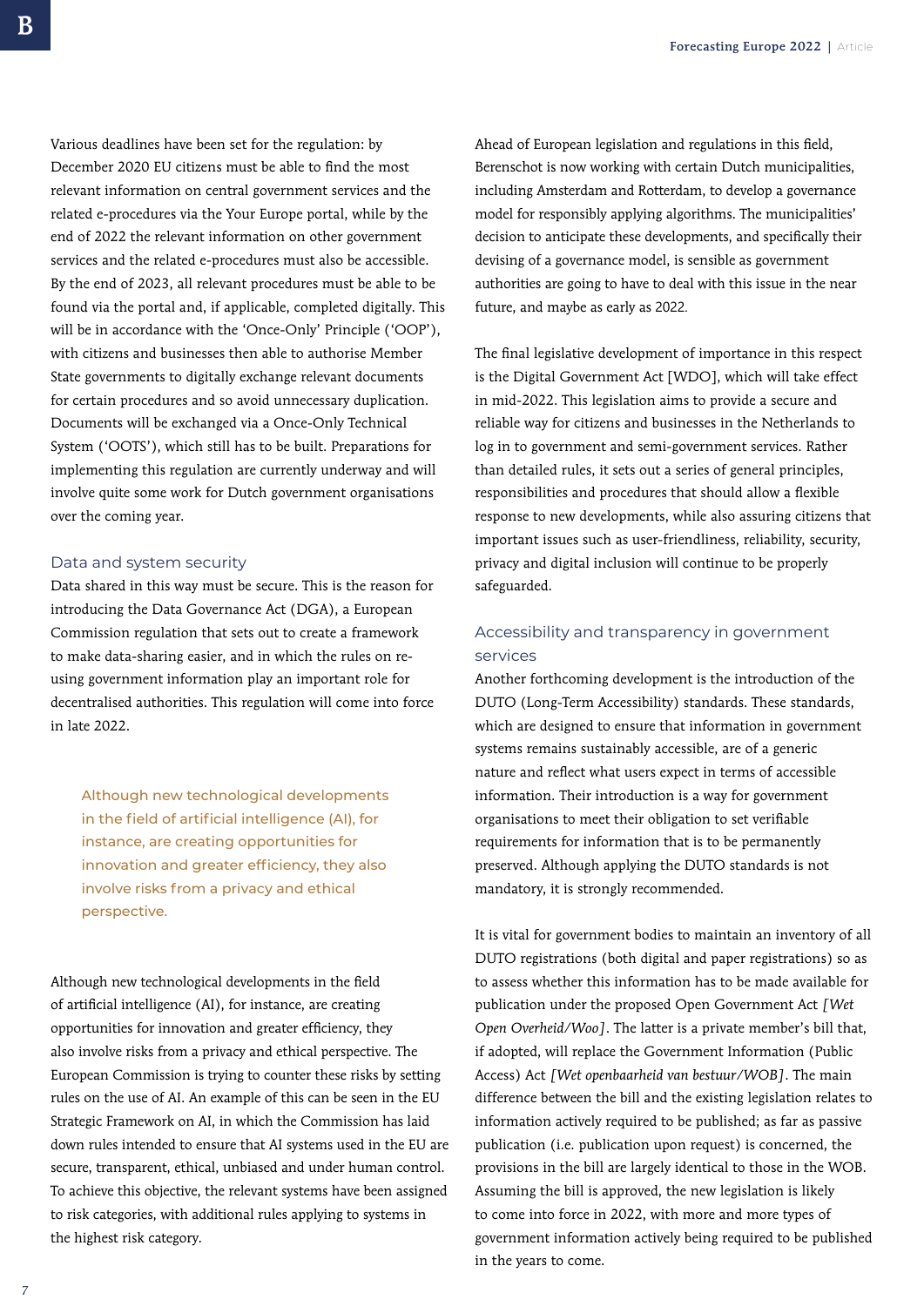Various deadlines have been set for the regulation: by December 2020 EU citizens must be able to find the most relevant information on central government services and the related e-procedures via the Your Europe portal, while by the end of 2022 the relevant information on other government services and the related e-procedures must also be accessible. By the end of 2023, all relevant procedures must be able to be found via the portal and, if applicable, completed digitally. This will be in accordance with the 'Once-Only' Principle ('OOP'), with citizens and businesses then able to authorise Member State governments to digitally exchange relevant documents for certain procedures and so avoid unnecessary duplication. Documents will be exchanged via a Once-Only Technical System ('OOTS'), which still has to be built. Preparations for implementing this regulation are currently underway and will involve quite some work for Dutch government organisations over the coming year.

## Data and system security

Data shared in this way must be secure. This is the reason for introducing the Data Governance Act (DGA), a European Commission regulation that sets out to create a framework to make data-sharing easier, and in which the rules on re-using government information play an important role for decentralised authorities. This regulation will come into force in late 2022.

> Although new technological developments in the field of artificial intelligence (AI), for instance, are creating opportunities for innovation and greater efficiency, they also involve risks from a privacy and ethical perspective.

Although new technological developments in the field of artificial intelligence (AI), for instance, are creating opportunities for innovation and greater efficiency, they also involve risks from a privacy and ethical perspective. The European Commission is trying to counter these risks by setting rules on the use of AI. An example of this can be seen in the EU Strategic Framework on AI, in which the Commission has laid down rules intended to ensure that AI systems used in the EU are secure, transparent, ethical, unbiased and under human control. To achieve this objective, the relevant systems have been assigned to risk categories, with additional rules applying to systems in the highest risk category.

Ahead of European legislation and regulations in this field, Berenschot is now working with certain Dutch municipalities, including Amsterdam and Rotterdam, to develop a governance model for responsibly applying algorithms. The municipalities' decision to anticipate these developments, and specifically their devising of a governance model, is sensible as government authorities are going to have to deal with this issue in the near future, and maybe as early as 2022.

The final legislative development of importance in this respect is the Digital Government Act [WDO], which will take effect in mid-2022. This legislation aims to provide a secure and reliable way for citizens and businesses in the Netherlands to log in to government and semi-government services. Rather than detailed rules, it sets out a series of general principles, responsibilities and procedures that should allow a flexible response to new developments, while also assuring citizens that important issues such as user-friendliness, reliability, security, privacy and digital inclusion will continue to be properly safeguarded.

## Accessibility and transparency in government services

Another forthcoming development is the introduction of the DUTO (Long-Term Accessibility) standards. These standards, which are designed to ensure that information in government systems remains sustainably accessible, are of a generic nature and reflect what users expect in terms of accessible information. Their introduction is a way for government organisations to meet their obligation to set verifiable requirements for information that is to be permanently preserved. Although applying the DUTO standards is not mandatory, it is strongly recommended.

It is vital for government bodies to maintain an inventory of all DUTO registrations (both digital and paper registrations) so as to assess whether this information has to be made available for publication under the proposed Open Government Act *[Wet Open Overheid/Woo]*. The latter is a private member's bill that, if adopted, will replace the Government Information (Public Access) Act *[Wet openbaarheid van bestuur/WOB]*. The main difference between the bill and the existing legislation relates to information actively required to be published; as far as passive publication (i.e. publication upon request) is concerned, the provisions in the bill are largely identical to those in the WOB. Assuming the bill is approved, the new legislation is likely to come into force in 2022, with more and more types of government information actively being required to be published in the years to come.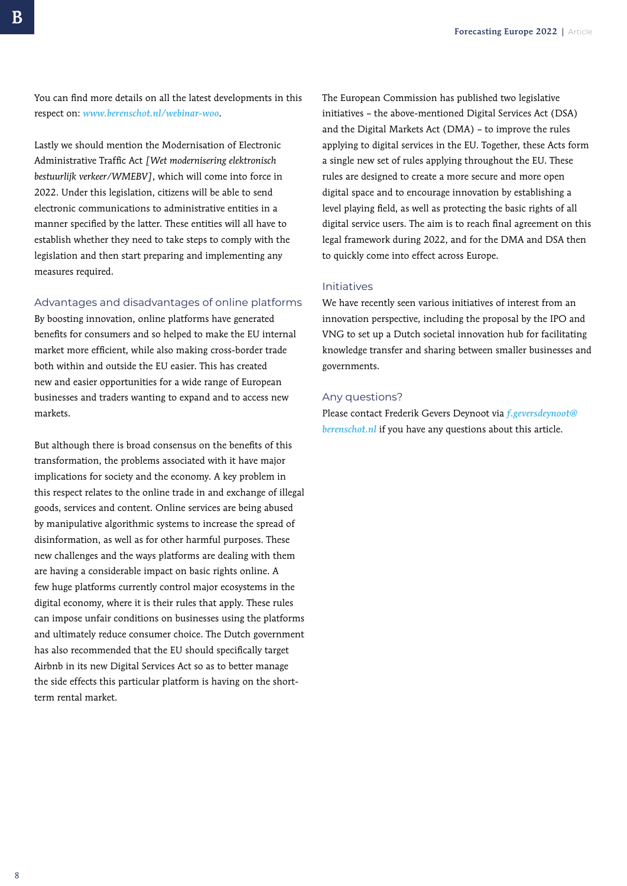You can find more details on all the latest developments in this respect on: *www.berenschot.nl/webinar-woo*.

Lastly we should mention the Modernisation of Electronic Administrative Traffic Act *[Wet modernisering elektronisch bestuurlijk verkeer/WMEBV]*, which will come into force in 2022. Under this legislation, citizens will be able to send electronic communications to administrative entities in a manner specified by the latter. These entities will all have to establish whether they need to take steps to comply with the legislation and then start preparing and implementing any measures required.

## Advantages and disadvantages of online platforms

By boosting innovation, online platforms have generated benefits for consumers and so helped to make the EU internal market more efficient, while also making cross-border trade both within and outside the EU easier. This has created new and easier opportunities for a wide range of European businesses and traders wanting to expand and to access new markets.

But although there is broad consensus on the benefits of this transformation, the problems associated with it have major implications for society and the economy. A key problem in this respect relates to the online trade in and exchange of illegal goods, services and content. Online services are being abused by manipulative algorithmic systems to increase the spread of disinformation, as well as for other harmful purposes. These new challenges and the ways platforms are dealing with them are having a considerable impact on basic rights online. A few huge platforms currently control major ecosystems in the digital economy, where it is their rules that apply. These rules can impose unfair conditions on businesses using the platforms and ultimately reduce consumer choice. The Dutch government has also recommended that the EU should specifically target Airbnb in its new Digital Services Act so as to better manage the side effects this particular platform is having on the short-term rental market.

The European Commission has published two legislative initiatives – the above-mentioned Digital Services Act (DSA) and the Digital Markets Act (DMA) – to improve the rules applying to digital services in the EU. Together, these Acts form a single new set of rules applying throughout the EU. These rules are designed to create a more secure and more open digital space and to encourage innovation by establishing a level playing field, as well as protecting the basic rights of all digital service users. The aim is to reach final agreement on this legal framework during 2022, and for the DMA and DSA then to quickly come into effect across Europe.

## Initiatives

We have recently seen various initiatives of interest from an innovation perspective, including the proposal by the IPO and VNG to set up a Dutch societal innovation hub for facilitating knowledge transfer and sharing between smaller businesses and governments.

## Any questions?

Please contact Frederik Gevers Deynoot via *f.geversdeynoot@berenschot.nl* if you have any questions about this article.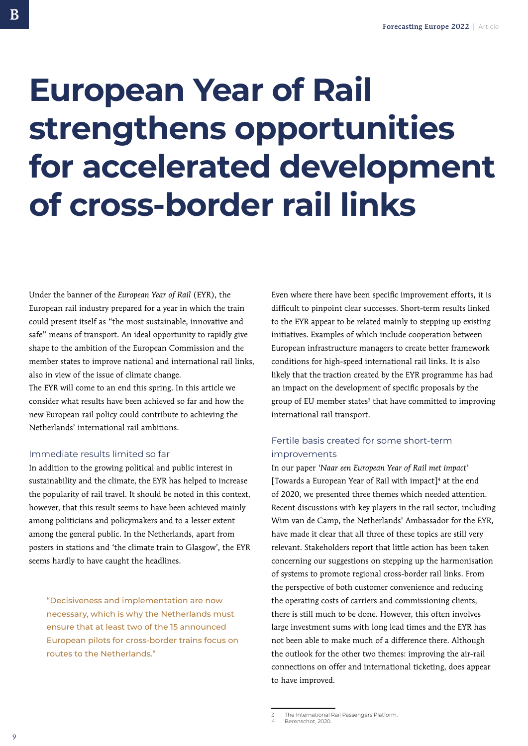# European Year of Rail strengthens opportunities for accelerated development of cross-border rail links

Under the banner of the *European Year of Rail* (EYR), the European rail industry prepared for a year in which the train could present itself as "the most sustainable, innovative and safe" means of transport. An ideal opportunity to rapidly give shape to the ambition of the European Commission and the member states to improve national and international rail links, also in view of the issue of climate change.

The EYR will come to an end this spring. In this article we consider what results have been achieved so far and how the new European rail policy could contribute to achieving the Netherlands' international rail ambitions.

## Immediate results limited so far

In addition to the growing political and public interest in sustainability and the climate, the EYR has helped to increase the popularity of rail travel. It should be noted in this context, however, that this result seems to have been achieved mainly among politicians and policymakers and to a lesser extent among the general public. In the Netherlands, apart from posters in stations and 'the climate train to Glasgow', the EYR seems hardly to have caught the headlines.

> "Decisiveness and implementation are now necessary, which is why the Netherlands must ensure that at least two of the 15 announced European pilots for cross-border trains focus on routes to the Netherlands."

Even where there have been specific improvement efforts, it is difficult to pinpoint clear successes. Short-term results linked to the EYR appear to be related mainly to stepping up existing initiatives. Examples of which include cooperation between European infrastructure managers to create better framework conditions for high-speed international rail links. It is also likely that the traction created by the EYR programme has had an impact on the development of specific proposals by the group of EU member states[3] that have committed to improving international rail transport.

## Fertile basis created for some short-term improvements

In our paper *'Naar een European Year of Rail met impact'* [Towards a European Year of Rail with impact][4] at the end of 2020, we presented three themes which needed attention. Recent discussions with key players in the rail sector, including Wim van de Camp, the Netherlands' Ambassador for the EYR, have made it clear that all three of these topics are still very relevant. Stakeholders report that little action has been taken concerning our suggestions on stepping up the harmonisation of systems to promote regional cross-border rail links. From the perspective of both customer convenience and reducing the operating costs of carriers and commissioning clients, there is still much to be done. However, this often involves large investment sums with long lead times and the EYR has not been able to make much of a difference there. Although the outlook for the other two themes: improving the air-rail connections on offer and international ticketing, does appear to have improved.

---

3 The International Rail Passengers Platform.
4 Berenschot, 2020.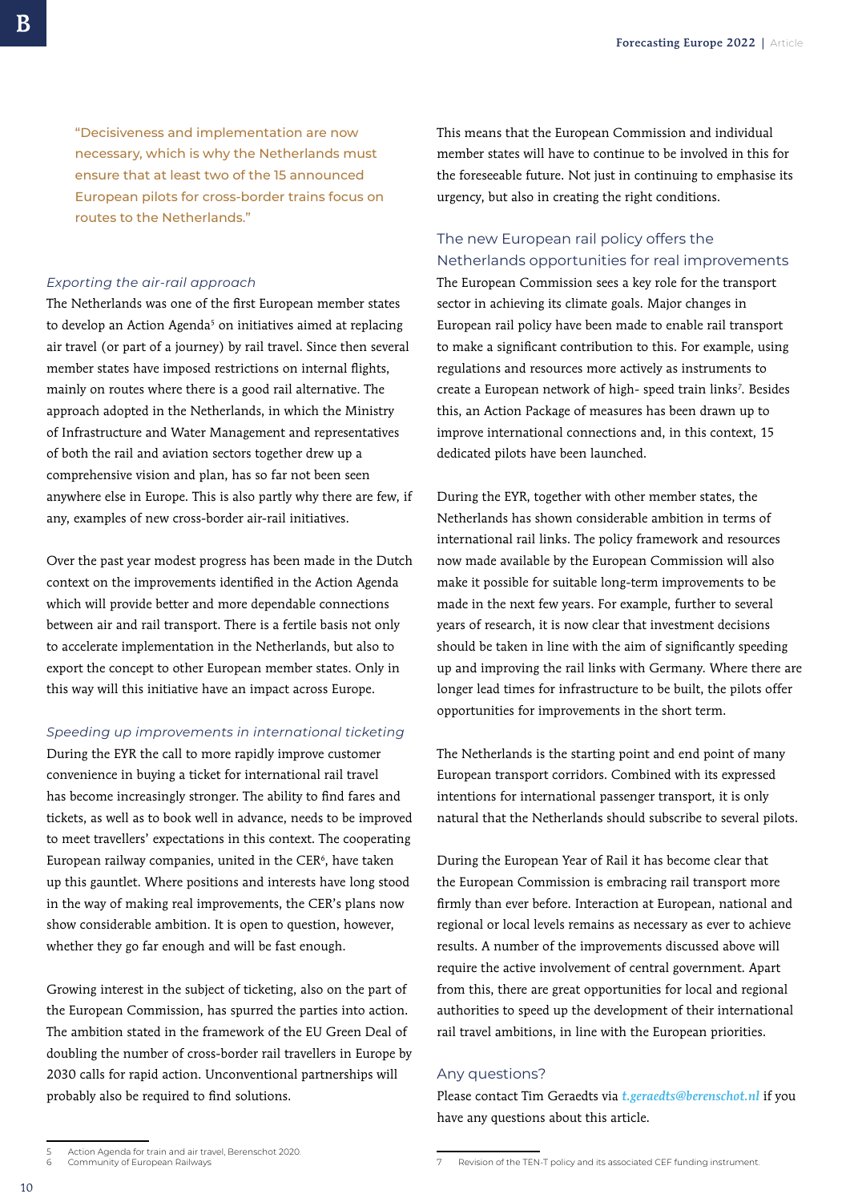> "Decisiveness and implementation are now necessary, which is why the Netherlands must ensure that at least two of the 15 announced European pilots for cross-border trains focus on routes to the Netherlands."

*Exporting the air-rail approach*

The Netherlands was one of the first European member states to develop an Action Agenda[5] on initiatives aimed at replacing air travel (or part of a journey) by rail travel. Since then several member states have imposed restrictions on internal flights, mainly on routes where there is a good rail alternative. The approach adopted in the Netherlands, in which the Ministry of Infrastructure and Water Management and representatives of both the rail and aviation sectors together drew up a comprehensive vision and plan, has so far not been seen anywhere else in Europe. This is also partly why there are few, if any, examples of new cross-border air-rail initiatives.

Over the past year modest progress has been made in the Dutch context on the improvements identified in the Action Agenda which will provide better and more dependable connections between air and rail transport. There is a fertile basis not only to accelerate implementation in the Netherlands, but also to export the concept to other European member states. Only in this way will this initiative have an impact across Europe.

*Speeding up improvements in international ticketing*

During the EYR the call to more rapidly improve customer convenience in buying a ticket for international rail travel has become increasingly stronger. The ability to find fares and tickets, as well as to book well in advance, needs to be improved to meet travellers' expectations in this context. The cooperating European railway companies, united in the CER[6], have taken up this gauntlet. Where positions and interests have long stood in the way of making real improvements, the CER's plans now show considerable ambition. It is open to question, however, whether they go far enough and will be fast enough.

Growing interest in the subject of ticketing, also on the part of the European Commission, has spurred the parties into action. The ambition stated in the framework of the EU Green Deal of doubling the number of cross-border rail travellers in Europe by 2030 calls for rapid action. Unconventional partnerships will probably also be required to find solutions.

This means that the European Commission and individual member states will have to continue to be involved in this for the foreseeable future. Not just in continuing to emphasise its urgency, but also in creating the right conditions.

## The new European rail policy offers the Netherlands opportunities for real improvements

The European Commission sees a key role for the transport sector in achieving its climate goals. Major changes in European rail policy have been made to enable rail transport to make a significant contribution to this. For example, using regulations and resources more actively as instruments to create a European network of high- speed train links[7]. Besides this, an Action Package of measures has been drawn up to improve international connections and, in this context, 15 dedicated pilots have been launched.

During the EYR, together with other member states, the Netherlands has shown considerable ambition in terms of international rail links. The policy framework and resources now made available by the European Commission will also make it possible for suitable long-term improvements to be made in the next few years. For example, further to several years of research, it is now clear that investment decisions should be taken in line with the aim of significantly speeding up and improving the rail links with Germany. Where there are longer lead times for infrastructure to be built, the pilots offer opportunities for improvements in the short term.

The Netherlands is the starting point and end point of many European transport corridors. Combined with its expressed intentions for international passenger transport, it is only natural that the Netherlands should subscribe to several pilots.

During the European Year of Rail it has become clear that the European Commission is embracing rail transport more firmly than ever before. Interaction at European, national and regional or local levels remains as necessary as ever to achieve results. A number of the improvements discussed above will require the active involvement of central government. Apart from this, there are great opportunities for local and regional authorities to speed up the development of their international rail travel ambitions, in line with the European priorities.

## Any questions?

Please contact Tim Geraedts via *t.geraedts@berenschot.nl* if you have any questions about this article.

---

5 Action Agenda for train and air travel, Berenschot 2020.
6 Community of European Railways
7 Revision of the TEN-T policy and its associated CEF funding instrument.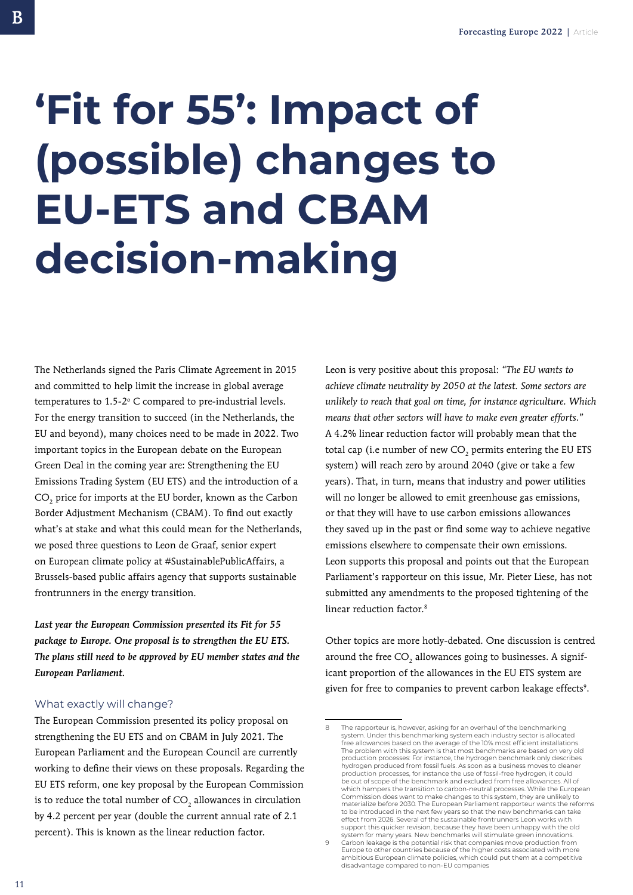# 'Fit for 55': Impact of (possible) changes to EU-ETS and CBAM decision-making

The Netherlands signed the Paris Climate Agreement in 2015 and committed to help limit the increase in global average temperatures to 1.5-2° C compared to pre-industrial levels. For the energy transition to succeed (in the Netherlands, the EU and beyond), many choices need to be made in 2022. Two important topics in the European debate on the European Green Deal in the coming year are: Strengthening the EU Emissions Trading System (EU ETS) and the introduction of a $CO_2$ price for imports at the EU border, known as the Carbon Border Adjustment Mechanism (CBAM). To find out exactly what's at stake and what this could mean for the Netherlands, we posed three questions to Leon de Graaf, senior expert on European climate policy at #SustainablePublicAffairs, a Brussels-based public affairs agency that supports sustainable frontrunners in the energy transition.

***Last year the European Commission presented its Fit for 55 package to Europe. One proposal is to strengthen the EU ETS. The plans still need to be approved by EU member states and the European Parliament.***

## What exactly will change?

The European Commission presented its policy proposal on strengthening the EU ETS and on CBAM in July 2021. The European Parliament and the European Council are currently working to define their views on these proposals. Regarding the EU ETS reform, one key proposal by the European Commission is to reduce the total number of $CO_2$ allowances in circulation by 4.2 percent per year (double the current annual rate of 2.1 percent). This is known as the linear reduction factor.

Leon is very positive about this proposal: *"The EU wants to achieve climate neutrality by 2050 at the latest. Some sectors are unlikely to reach that goal on time, for instance agriculture. Which means that other sectors will have to make even greater efforts."* A 4.2% linear reduction factor will probably mean that the total cap (i.e number of new $CO_2$ permits entering the EU ETS system) will reach zero by around 2040 (give or take a few years). That, in turn, means that industry and power utilities will no longer be allowed to emit greenhouse gas emissions, or that they will have to use carbon emissions allowances they saved up in the past or find some way to achieve negative emissions elsewhere to compensate their own emissions. Leon supports this proposal and points out that the European Parliament's rapporteur on this issue, Mr. Pieter Liese, has not submitted any amendments to the proposed tightening of the linear reduction factor.[8]

Other topics are more hotly-debated. One discussion is centred around the free $CO_2$ allowances going to businesses. A significant proportion of the allowances in the EU ETS system are given for free to companies to prevent carbon leakage effects[9].

---

8 The rapporteur is, however, asking for an overhaul of the benchmarking system. Under this benchmarking system each industry sector is allocated free allowances based on the average of the 10% most efficient installations. The problem with this system is that most benchmarks are based on very old production processes: For instance, the hydrogen benchmark only describes hydrogen produced from fossil fuels. As soon as a business moves to cleaner production processes, for instance the use of fossil-free hydrogen, it could be out of scope of the benchmark and excluded from free allowances. All of which hampers the transition to carbon-neutral processes. While the European Commission does want to make changes to this system, they are unlikely to materialize before 2030. The European Parliament rapporteur wants the reforms to be introduced in the next few years so that the new benchmarks can take effect from 2026. Several of the sustainable frontrunners Leon works with support this quicker revision, because they have been unhappy with the old system for many years. New benchmarks will stimulate green innovations.

9 Carbon leakage is the potential risk that companies move production from Europe to other countries because of the higher costs associated with more ambitious European climate policies, which could put them at a competitive disadvantage compared to non-EU companies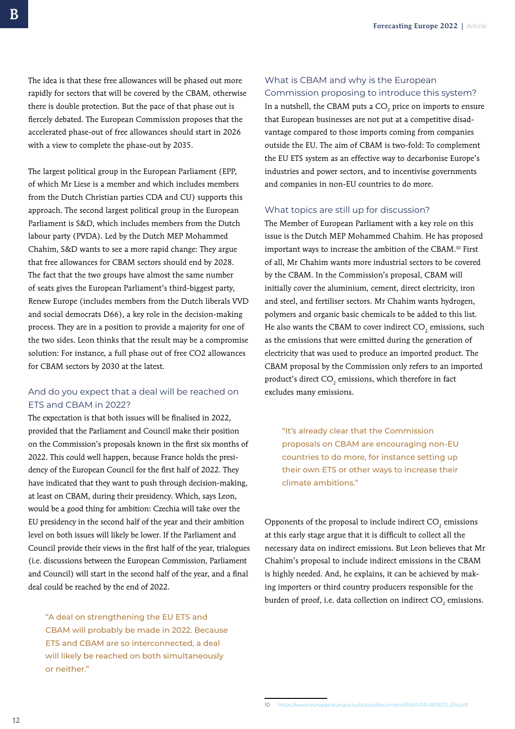The idea is that these free allowances will be phased out more rapidly for sectors that will be covered by the CBAM, otherwise there is double protection. But the pace of that phase out is fiercely debated. The European Commission proposes that the accelerated phase-out of free allowances should start in 2026 with a view to complete the phase-out by 2035.

The largest political group in the European Parliament (EPP, of which Mr Liese is a member and which includes members from the Dutch Christian parties CDA and CU) supports this approach. The second largest political group in the European Parliament is S&D, which includes members from the Dutch labour party (PVDA). Led by the Dutch MEP Mohammed Chahim, S&D wants to see a more rapid change: They argue that free allowances for CBAM sectors should end by 2028. The fact that the two groups have almost the same number of seats gives the European Parliament's third-biggest party, Renew Europe (includes members from the Dutch liberals VVD and social democrats D66), a key role in the decision-making process. They are in a position to provide a majority for one of the two sides. Leon thinks that the result may be a compromise solution: For instance, a full phase out of free CO2 allowances for CBAM sectors by 2030 at the latest.

### And do you expect that a deal will be reached on ETS and CBAM in 2022?

The expectation is that both issues will be finalised in 2022, provided that the Parliament and Council make their position on the Commission's proposals known in the first six months of 2022. This could well happen, because France holds the presidency of the European Council for the first half of 2022. They have indicated that they want to push through decision-making, at least on CBAM, during their presidency. Which, says Leon, would be a good thing for ambition: Czechia will take over the EU presidency in the second half of the year and their ambition level on both issues will likely be lower. If the Parliament and Council provide their views in the first half of the year, trilogues (i.e. discussions between the European Commission, Parliament and Council) will start in the second half of the year, and a final deal could be reached by the end of 2022.

> "A deal on strengthening the EU ETS and CBAM will probably be made in 2022. Because ETS and CBAM are so interconnected, a deal will likely be reached on both simultaneously or neither."

### What is CBAM and why is the European Commission proposing to introduce this system?

In a nutshell, the CBAM puts a $CO_2$ price on imports to ensure that European businesses are not put at a competitive disadvantage compared to those imports coming from companies outside the EU. The aim of CBAM is two-fold: To complement the EU ETS system as an effective way to decarbonise Europe's industries and power sectors, and to incentivise governments and companies in non-EU countries to do more.

### What topics are still up for discussion?

The Member of European Parliament with a key role on this issue is the Dutch MEP Mohammed Chahim. He has proposed important ways to increase the ambition of the CBAM.[10] First of all, Mr Chahim wants more industrial sectors to be covered by the CBAM. In the Commission's proposal, CBAM will initially cover the aluminium, cement, direct electricity, iron and steel, and fertiliser sectors. Mr Chahim wants hydrogen, polymers and organic basic chemicals to be added to this list. He also wants the CBAM to cover indirect $CO_2$ emissions, such as the emissions that were emitted during the generation of electricity that was used to produce an imported product. The CBAM proposal by the Commission only refers to an imported product's direct $CO_2$ emissions, which therefore in fact excludes many emissions.

> "It's already clear that the Commission proposals on CBAM are encouraging non-EU countries to do more, for instance setting up their own ETS or other ways to increase their climate ambitions."

Opponents of the proposal to include indirect $CO_2$ emissions at this early stage argue that it is difficult to collect all the necessary data on indirect emissions. But Leon believes that Mr Chahim's proposal to include indirect emissions in the CBAM is highly needed. And, he explains, it can be achieved by making importers or third country producers responsible for the burden of proof, i.e. data collection on indirect $CO_2$ emissions.

---

10 https://www.europarl.europa.eu/doceo/document/ENVI-PR-697670_EN.pdf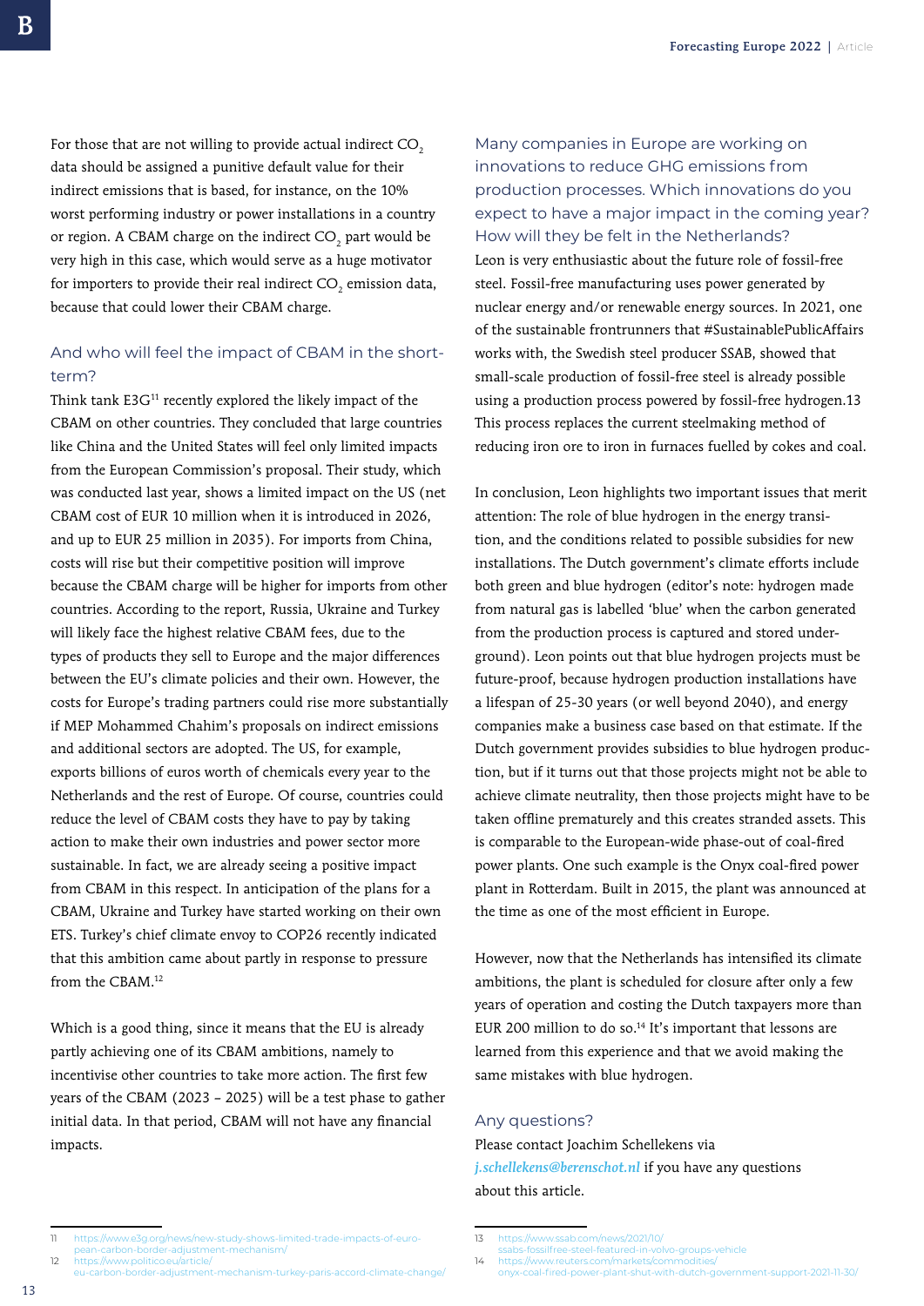For those that are not willing to provide actual indirect $CO_2$ data should be assigned a punitive default value for their indirect emissions that is based, for instance, on the 10% worst performing industry or power installations in a country or region. A CBAM charge on the indirect $CO_2$ part would be very high in this case, which would serve as a huge motivator for importers to provide their real indirect $CO_2$ emission data, because that could lower their CBAM charge.

## And who will feel the impact of CBAM in the short-term?

Think tank E3G[11] recently explored the likely impact of the CBAM on other countries. They concluded that large countries like China and the United States will feel only limited impacts from the European Commission's proposal. Their study, which was conducted last year, shows a limited impact on the US (net CBAM cost of EUR 10 million when it is introduced in 2026, and up to EUR 25 million in 2035). For imports from China, costs will rise but their competitive position will improve because the CBAM charge will be higher for imports from other countries. According to the report, Russia, Ukraine and Turkey will likely face the highest relative CBAM fees, due to the types of products they sell to Europe and the major differences between the EU's climate policies and their own. However, the costs for Europe's trading partners could rise more substantially if MEP Mohammed Chahim's proposals on indirect emissions and additional sectors are adopted. The US, for example, exports billions of euros worth of chemicals every year to the Netherlands and the rest of Europe. Of course, countries could reduce the level of CBAM costs they have to pay by taking action to make their own industries and power sector more sustainable. In fact, we are already seeing a positive impact from CBAM in this respect. In anticipation of the plans for a CBAM, Ukraine and Turkey have started working on their own ETS. Turkey's chief climate envoy to COP26 recently indicated that this ambition came about partly in response to pressure from the CBAM.[12]

Which is a good thing, since it means that the EU is already partly achieving one of its CBAM ambitions, namely to incentivise other countries to take more action. The first few years of the CBAM (2023 – 2025) will be a test phase to gather initial data. In that period, CBAM will not have any financial impacts.

## Many companies in Europe are working on innovations to reduce GHG emissions from production processes. Which innovations do you expect to have a major impact in the coming year? How will they be felt in the Netherlands?

Leon is very enthusiastic about the future role of fossil-free steel. Fossil-free manufacturing uses power generated by nuclear energy and/or renewable energy sources. In 2021, one of the sustainable frontrunners that #SustainablePublicAffairs works with, the Swedish steel producer SSAB, showed that small-scale production of fossil-free steel is already possible using a production process powered by fossil-free hydrogen.13 This process replaces the current steelmaking method of reducing iron ore to iron in furnaces fuelled by cokes and coal.

In conclusion, Leon highlights two important issues that merit attention: The role of blue hydrogen in the energy transition, and the conditions related to possible subsidies for new installations. The Dutch government's climate efforts include both green and blue hydrogen (editor's note: hydrogen made from natural gas is labelled 'blue' when the carbon generated from the production process is captured and stored underground). Leon points out that blue hydrogen projects must be future-proof, because hydrogen production installations have a lifespan of 25-30 years (or well beyond 2040), and energy companies make a business case based on that estimate. If the Dutch government provides subsidies to blue hydrogen production, but if it turns out that those projects might not be able to achieve climate neutrality, then those projects might have to be taken offline prematurely and this creates stranded assets. This is comparable to the European-wide phase-out of coal-fired power plants. One such example is the Onyx coal-fired power plant in Rotterdam. Built in 2015, the plant was announced at the time as one of the most efficient in Europe.

However, now that the Netherlands has intensified its climate ambitions, the plant is scheduled for closure after only a few years of operation and costing the Dutch taxpayers more than EUR 200 million to do so.[14] It's important that lessons are learned from this experience and that we avoid making the same mistakes with blue hydrogen.

## Any questions?

Please contact Joachim Schellekens via *j.schellekens@berenschot.nl* if you have any questions about this article.

---

11 https://www.e3g.org/news/new-study-shows-limited-trade-impacts-of-european-carbon-border-adjustment-mechanism/

12 https://www.politico.eu/article/eu-carbon-border-adjustment-mechanism-turkey-paris-accord-climate-change/

13 https://www.ssab.com/news/2021/10/ssabs-fossilfree-steel-featured-in-volvo-groups-vehicle

14 https://www.reuters.com/markets/commodities/onyx-coal-fired-power-plant-shut-with-dutch-government-support-2021-11-30/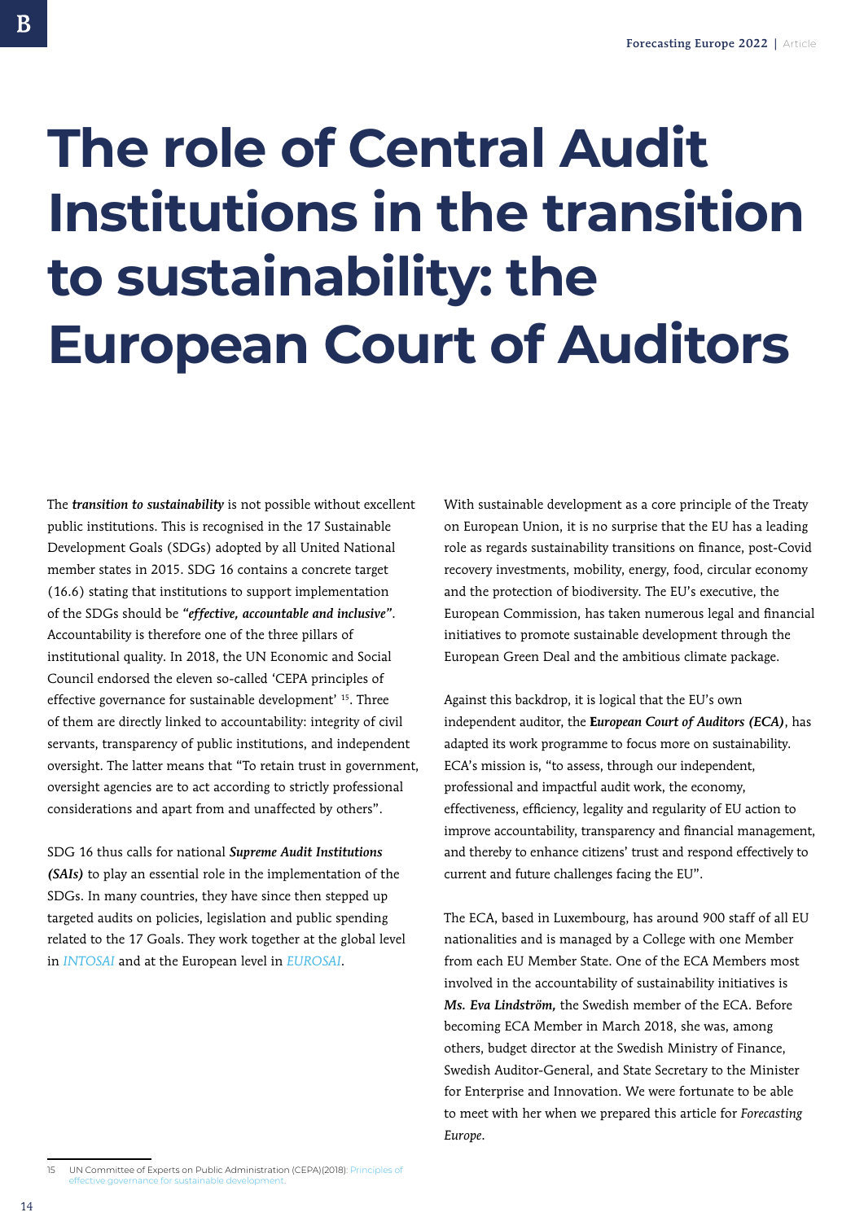# The role of Central Audit Institutions in the transition to sustainability: the European Court of Auditors

The ***transition to sustainability*** is not possible without excellent public institutions. This is recognised in the 17 Sustainable Development Goals (SDGs) adopted by all United National member states in 2015. SDG 16 contains a concrete target (16.6) stating that institutions to support implementation of the SDGs should be ***"effective, accountable and inclusive"***. Accountability is therefore one of the three pillars of institutional quality. In 2018, the UN Economic and Social Council endorsed the eleven so-called 'CEPA principles of effective governance for sustainable development' [15]. Three of them are directly linked to accountability: integrity of civil servants, transparency of public institutions, and independent oversight. The latter means that "To retain trust in government, oversight agencies are to act according to strictly professional considerations and apart from and unaffected by others".

SDG 16 thus calls for national ***Supreme Audit Institutions (SAIs)*** to play an essential role in the implementation of the SDGs. In many countries, they have since then stepped up targeted audits on policies, legislation and public spending related to the 17 Goals. They work together at the global level in *INTOSAI* and at the European level in *EUROSAI*.

With sustainable development as a core principle of the Treaty on European Union, it is no surprise that the EU has a leading role as regards sustainability transitions on finance, post-Covid recovery investments, mobility, energy, food, circular economy and the protection of biodiversity. The EU's executive, the European Commission, has taken numerous legal and financial initiatives to promote sustainable development through the European Green Deal and the ambitious climate package.

Against this backdrop, it is logical that the EU's own independent auditor, the ***European Court of Auditors (ECA)***, has adapted its work programme to focus more on sustainability. ECA's mission is, "to assess, through our independent, professional and impactful audit work, the economy, effectiveness, efficiency, legality and regularity of EU action to improve accountability, transparency and financial management, and thereby to enhance citizens' trust and respond effectively to current and future challenges facing the EU".

The ECA, based in Luxembourg, has around 900 staff of all EU nationalities and is managed by a College with one Member from each EU Member State. One of the ECA Members most involved in the accountability of sustainability initiatives is ***Ms. Eva Lindström,*** the Swedish member of the ECA. Before becoming ECA Member in March 2018, she was, among others, budget director at the Swedish Ministry of Finance, Swedish Auditor-General, and State Secretary to the Minister for Enterprise and Innovation. We were fortunate to be able to meet with her when we prepared this article for *Forecasting Europe*.

---

15 UN Committee of Experts on Public Administration (CEPA)(2018): Principles of effective governance for sustainable development.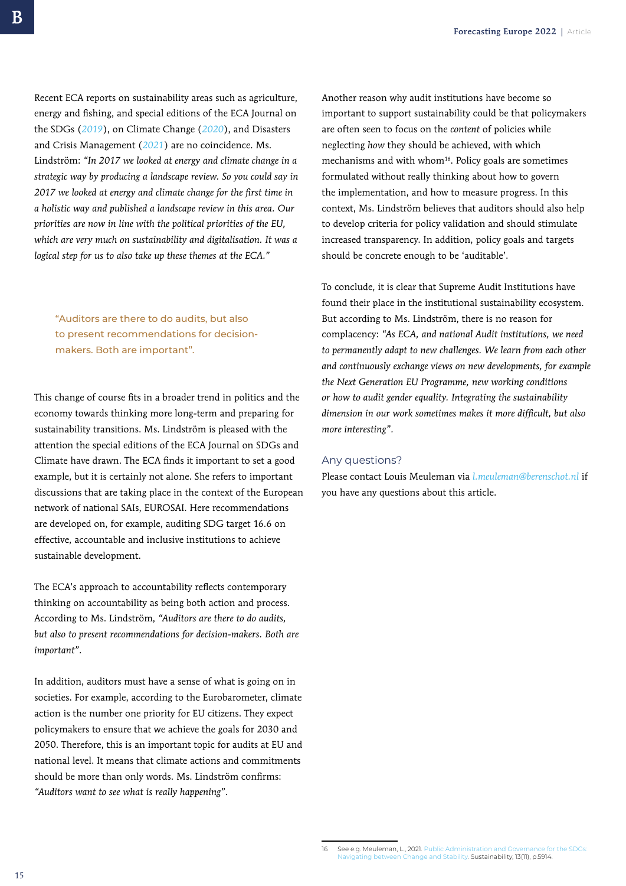Recent ECA reports on sustainability areas such as agriculture, energy and fishing, and special editions of the ECA Journal on the SDGs (2019), on Climate Change (2020), and Disasters and Crisis Management (2021) are no coincidence. Ms. Lindström: *"In 2017 we looked at energy and climate change in a strategic way by producing a landscape review. So you could say in 2017 we looked at energy and climate change for the first time in a holistic way and published a landscape review in this area. Our priorities are now in line with the political priorities of the EU, which are very much on sustainability and digitalisation. It was a logical step for us to also take up these themes at the ECA."*

> "Auditors are there to do audits, but also to present recommendations for decision-makers. Both are important".

This change of course fits in a broader trend in politics and the economy towards thinking more long-term and preparing for sustainability transitions. Ms. Lindström is pleased with the attention the special editions of the ECA Journal on SDGs and Climate have drawn. The ECA finds it important to set a good example, but it is certainly not alone. She refers to important discussions that are taking place in the context of the European network of national SAIs, EUROSAI. Here recommendations are developed on, for example, auditing SDG target 16.6 on effective, accountable and inclusive institutions to achieve sustainable development.

The ECA's approach to accountability reflects contemporary thinking on accountability as being both action and process. According to Ms. Lindström, *"Auditors are there to do audits, but also to present recommendations for decision-makers. Both are important"*.

In addition, auditors must have a sense of what is going on in societies. For example, according to the Eurobarometer, climate action is the number one priority for EU citizens. They expect policymakers to ensure that we achieve the goals for 2030 and 2050. Therefore, this is an important topic for audits at EU and national level. It means that climate actions and commitments should be more than only words. Ms. Lindström confirms: *"Auditors want to see what is really happening"*.

Another reason why audit institutions have become so important to support sustainability could be that policymakers are often seen to focus on the *content* of policies while neglecting *how* they should be achieved, with which mechanisms and with whom[16]. Policy goals are sometimes formulated without really thinking about how to govern the implementation, and how to measure progress. In this context, Ms. Lindström believes that auditors should also help to develop criteria for policy validation and should stimulate increased transparency. In addition, policy goals and targets should be concrete enough to be 'auditable'.

To conclude, it is clear that Supreme Audit Institutions have found their place in the institutional sustainability ecosystem. But according to Ms. Lindström, there is no reason for complacency: *"As ECA, and national Audit institutions, we need to permanently adapt to new challenges. We learn from each other and continuously exchange views on new developments, for example the Next Generation EU Programme, new working conditions or how to audit gender equality. Integrating the sustainability dimension in our work sometimes makes it more difficult, but also more interesting"*.

## Any questions?

Please contact Louis Meuleman via *l.meuleman@berenschot.nl* if you have any questions about this article.

---

16 See e.g. Meuleman, L., 2021. Public Administration and Governance for the SDGs: Navigating between Change and Stability. Sustainability, 13(11), p.5914.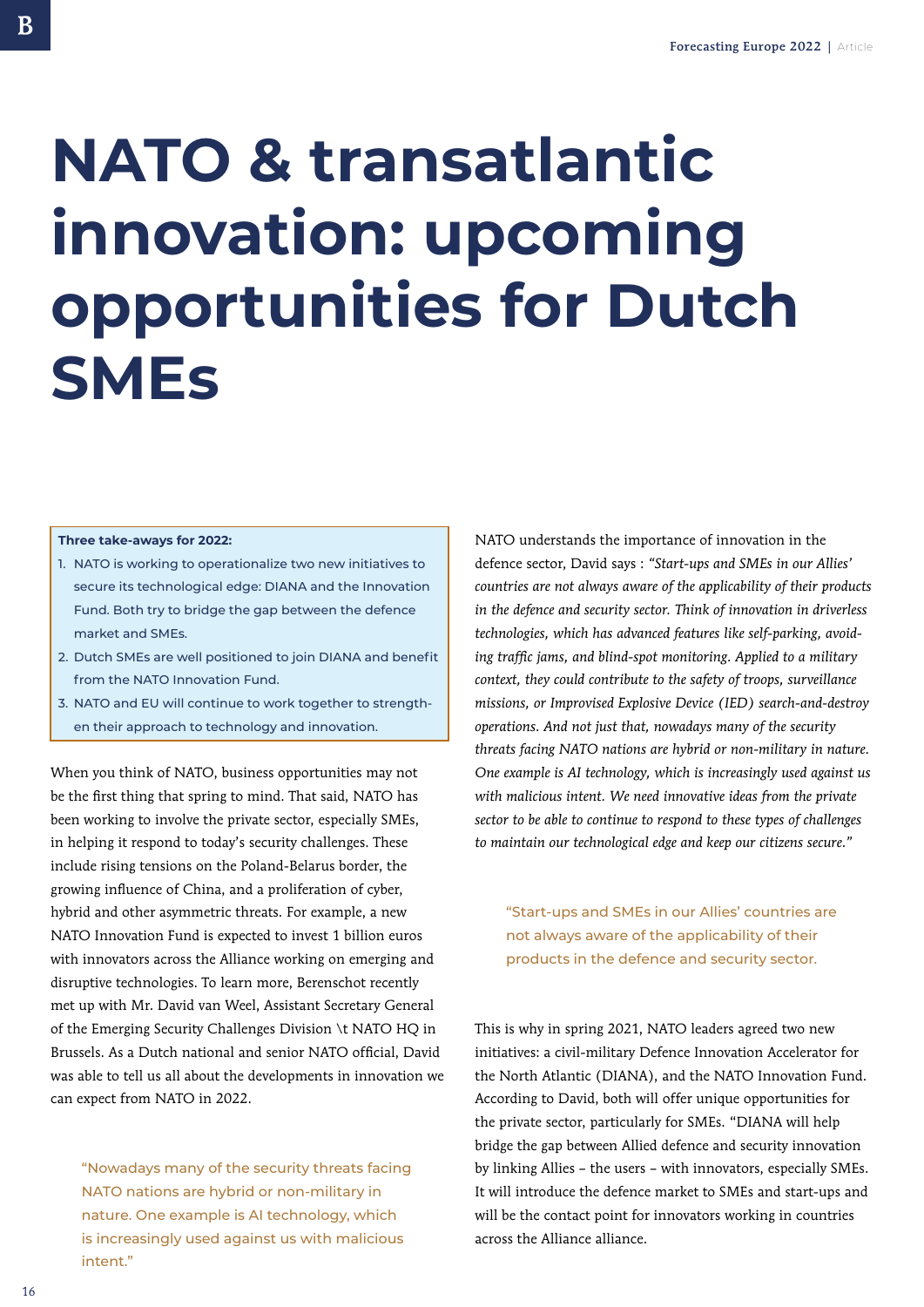# NATO & transatlantic innovation: upcoming opportunities for Dutch SMEs

**Three take-aways for 2022:**

1. NATO is working to operationalize two new initiatives to secure its technological edge: DIANA and the Innovation Fund. Both try to bridge the gap between the defence market and SMEs.
2. Dutch SMEs are well positioned to join DIANA and benefit from the NATO Innovation Fund.
3. NATO and EU will continue to work together to strengthen their approach to technology and innovation.

When you think of NATO, business opportunities may not be the first thing that spring to mind. That said, NATO has been working to involve the private sector, especially SMEs, in helping it respond to today's security challenges. These include rising tensions on the Poland-Belarus border, the growing influence of China, and a proliferation of cyber, hybrid and other asymmetric threats. For example, a new NATO Innovation Fund is expected to invest 1 billion euros with innovators across the Alliance working on emerging and disruptive technologies. To learn more, Berenschot recently met up with Mr. David van Weel, Assistant Secretary General of the Emerging Security Challenges Division \t NATO HQ in Brussels. As a Dutch national and senior NATO official, David was able to tell us all about the developments in innovation we can expect from NATO in 2022.

> "Nowadays many of the security threats facing NATO nations are hybrid or non-military in nature. One example is AI technology, which is increasingly used against us with malicious intent."

NATO understands the importance of innovation in the defence sector, David says : *"Start-ups and SMEs in our Allies' countries are not always aware of the applicability of their products in the defence and security sector. Think of innovation in driverless technologies, which has advanced features like self-parking, avoiding traffic jams, and blind-spot monitoring. Applied to a military context, they could contribute to the safety of troops, surveillance missions, or Improvised Explosive Device (IED) search-and-destroy operations. And not just that, nowadays many of the security threats facing NATO nations are hybrid or non-military in nature. One example is AI technology, which is increasingly used against us with malicious intent. We need innovative ideas from the private sector to be able to continue to respond to these types of challenges to maintain our technological edge and keep our citizens secure."*

> "Start-ups and SMEs in our Allies' countries are not always aware of the applicability of their products in the defence and security sector.

This is why in spring 2021, NATO leaders agreed two new initiatives: a civil-military Defence Innovation Accelerator for the North Atlantic (DIANA), and the NATO Innovation Fund. According to David, both will offer unique opportunities for the private sector, particularly for SMEs. "DIANA will help bridge the gap between Allied defence and security innovation by linking Allies – the users – with innovators, especially SMEs. It will introduce the defence market to SMEs and start-ups and will be the contact point for innovators working in countries across the Alliance alliance.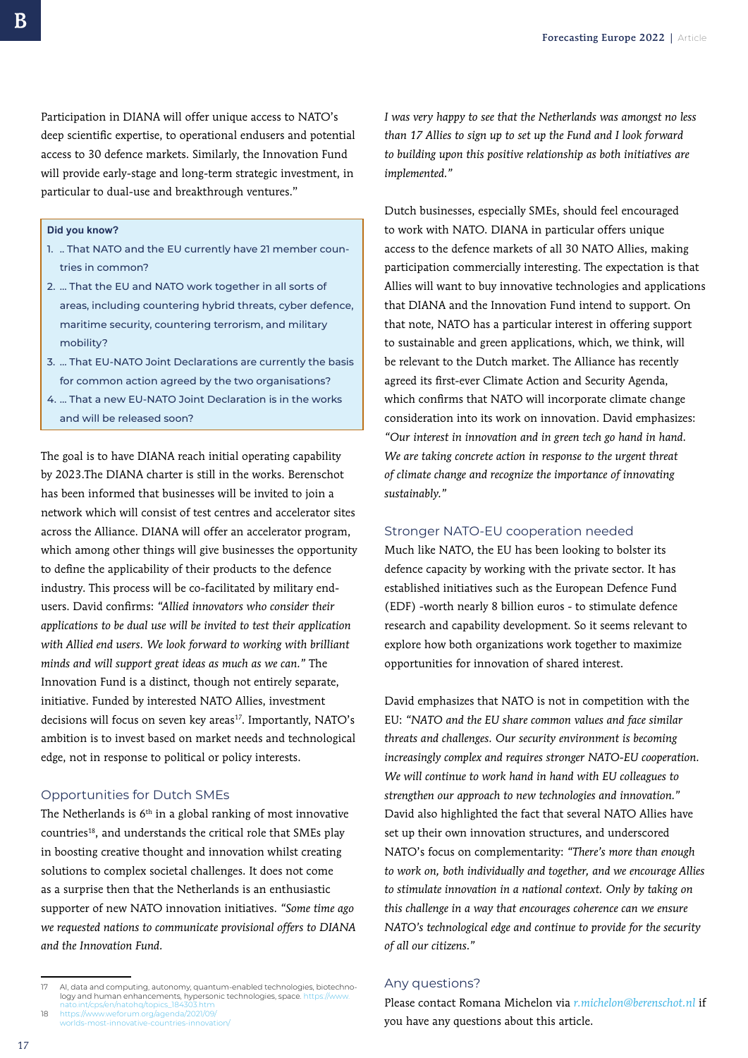Participation in DIANA will offer unique access to NATO's deep scientific expertise, to operational endusers and potential access to 30 defence markets. Similarly, the Innovation Fund will provide early-stage and long-term strategic investment, in particular to dual-use and breakthrough ventures."

> **Did you know?**
>
> 1. .. That NATO and the EU currently have 21 member countries in common?
> 2. ... That the EU and NATO work together in all sorts of areas, including countering hybrid threats, cyber defence, maritime security, countering terrorism, and military mobility?
> 3. ... That EU-NATO Joint Declarations are currently the basis for common action agreed by the two organisations?
> 4. ... That a new EU-NATO Joint Declaration is in the works and will be released soon?

The goal is to have DIANA reach initial operating capability by 2023.The DIANA charter is still in the works. Berenschot has been informed that businesses will be invited to join a network which will consist of test centres and accelerator sites across the Alliance. DIANA will offer an accelerator program, which among other things will give businesses the opportunity to define the applicability of their products to the defence industry. This process will be co-facilitated by military end-users. David confirms: *"Allied innovators who consider their applications to be dual use will be invited to test their application with Allied end users. We look forward to working with brilliant minds and will support great ideas as much as we can."* The Innovation Fund is a distinct, though not entirely separate, initiative. Funded by interested NATO Allies, investment decisions will focus on seven key areas[17]. Importantly, NATO's ambition is to invest based on market needs and technological edge, not in response to political or policy interests.

## Opportunities for Dutch SMEs

The Netherlands is 6th in a global ranking of most innovative countries[18], and understands the critical role that SMEs play in boosting creative thought and innovation whilst creating solutions to complex societal challenges. It does not come as a surprise then that the Netherlands is an enthusiastic supporter of new NATO innovation initiatives. *"Some time ago we requested nations to communicate provisional offers to DIANA and the Innovation Fund. I was very happy to see that the Netherlands was amongst no less than 17 Allies to sign up to set up the Fund and I look forward to building upon this positive relationship as both initiatives are implemented."*

Dutch businesses, especially SMEs, should feel encouraged to work with NATO. DIANA in particular offers unique access to the defence markets of all 30 NATO Allies, making participation commercially interesting. The expectation is that Allies will want to buy innovative technologies and applications that DIANA and the Innovation Fund intend to support. On that note, NATO has a particular interest in offering support to sustainable and green applications, which, we think, will be relevant to the Dutch market. The Alliance has recently agreed its first-ever Climate Action and Security Agenda, which confirms that NATO will incorporate climate change consideration into its work on innovation. David emphasizes: *"Our interest in innovation and in green tech go hand in hand. We are taking concrete action in response to the urgent threat of climate change and recognize the importance of innovating sustainably."*

## Stronger NATO-EU cooperation needed

Much like NATO, the EU has been looking to bolster its defence capacity by working with the private sector. It has established initiatives such as the European Defence Fund (EDF) -worth nearly 8 billion euros - to stimulate defence research and capability development. So it seems relevant to explore how both organizations work together to maximize opportunities for innovation of shared interest.

David emphasizes that NATO is not in competition with the EU: *"NATO and the EU share common values and face similar threats and challenges. Our security environment is becoming increasingly complex and requires stronger NATO-EU cooperation. We will continue to work hand in hand with EU colleagues to strengthen our approach to new technologies and innovation."* David also highlighted the fact that several NATO Allies have set up their own innovation structures, and underscored NATO's focus on complementarity: *"There's more than enough to work on, both individually and together, and we encourage Allies to stimulate innovation in a national context. Only by taking on this challenge in a way that encourages coherence can we ensure NATO's technological edge and continue to provide for the security of all our citizens."*

## Any questions?

Please contact Romana Michelon via *r.michelon@berenschot.nl* if you have any questions about this article.

---

17 AI, data and computing, autonomy, quantum-enabled technologies, biotechnology and human enhancements, hypersonic technologies, space. https://www.nato.int/cps/en/natohq/topics_184303.htm

18 https://www.weforum.org/agenda/2021/09/worlds-most-innovative-countries-innovation/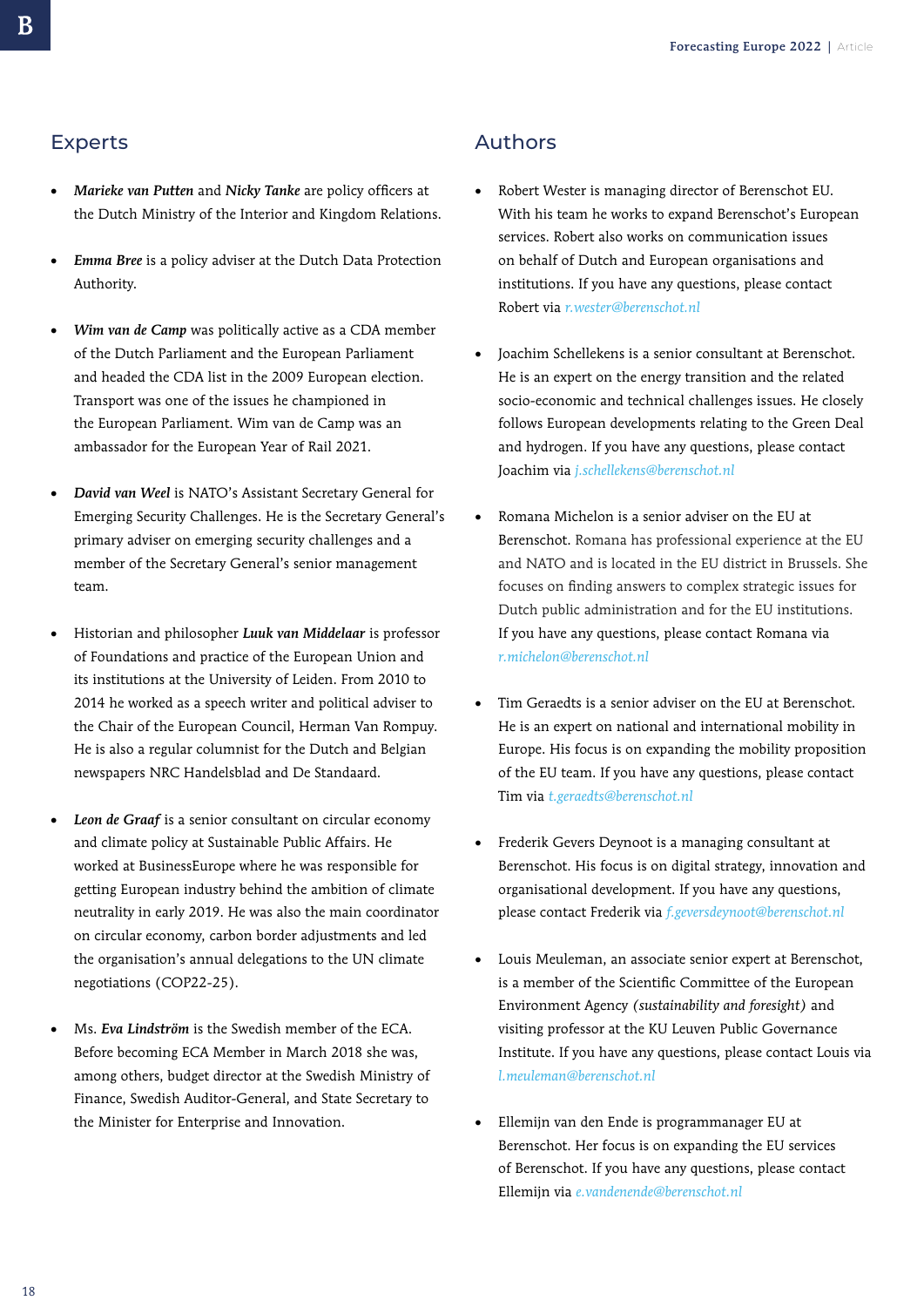## Experts

- ***Marieke van Putten*** and ***Nicky Tanke*** are policy officers at the Dutch Ministry of the Interior and Kingdom Relations.

- ***Emma Bree*** is a policy adviser at the Dutch Data Protection Authority.

- ***Wim van de Camp*** was politically active as a CDA member of the Dutch Parliament and the European Parliament and headed the CDA list in the 2009 European election. Transport was one of the issues he championed in the European Parliament. Wim van de Camp was an ambassador for the European Year of Rail 2021.

- ***David van Weel*** is NATO's Assistant Secretary General for Emerging Security Challenges. He is the Secretary General's primary adviser on emerging security challenges and a member of the Secretary General's senior management team.

- Historian and philosopher ***Luuk van Middelaar*** is professor of Foundations and practice of the European Union and its institutions at the University of Leiden. From 2010 to 2014 he worked as a speech writer and political adviser to the Chair of the European Council, Herman Van Rompuy. He is also a regular columnist for the Dutch and Belgian newspapers NRC Handelsblad and De Standaard.

- ***Leon de Graaf*** is a senior consultant on circular economy and climate policy at Sustainable Public Affairs. He worked at BusinessEurope where he was responsible for getting European industry behind the ambition of climate neutrality in early 2019. He was also the main coordinator on circular economy, carbon border adjustments and led the organisation's annual delegations to the UN climate negotiations (COP22-25).

- Ms. ***Eva Lindström*** is the Swedish member of the ECA. Before becoming ECA Member in March 2018 she was, among others, budget director at the Swedish Ministry of Finance, Swedish Auditor-General, and State Secretary to the Minister for Enterprise and Innovation.

## Authors

- Robert Wester is managing director of Berenschot EU. With his team he works to expand Berenschot's European services. Robert also works on communication issues on behalf of Dutch and European organisations and institutions. If you have any questions, please contact Robert via *r.wester@berenschot.nl*

- Joachim Schellekens is a senior consultant at Berenschot. He is an expert on the energy transition and the related socio-economic and technical challenges issues. He closely follows European developments relating to the Green Deal and hydrogen. If you have any questions, please contact Joachim via *j.schellekens@berenschot.nl*

- Romana Michelon is a senior adviser on the EU at Berenschot. Romana has professional experience at the EU and NATO and is located in the EU district in Brussels. She focuses on finding answers to complex strategic issues for Dutch public administration and for the EU institutions. If you have any questions, please contact Romana via *r.michelon@berenschot.nl*

- Tim Geraedts is a senior adviser on the EU at Berenschot. He is an expert on national and international mobility in Europe. His focus is on expanding the mobility proposition of the EU team. If you have any questions, please contact Tim via *t.geraedts@berenschot.nl*

- Frederik Gevers Deynoot is a managing consultant at Berenschot. His focus is on digital strategy, innovation and organisational development. If you have any questions, please contact Frederik via *f.geversdeynoot@berenschot.nl*

- Louis Meuleman, an associate senior expert at Berenschot, is a member of the Scientific Committee of the European Environment Agency *(sustainability and foresight)* and visiting professor at the KU Leuven Public Governance Institute. If you have any questions, please contact Louis via *l.meuleman@berenschot.nl*

- Ellemijn van den Ende is programmanager EU at Berenschot. Her focus is on expanding the EU services of Berenschot. If you have any questions, please contact Ellemijn via *e.vandenende@berenschot.nl*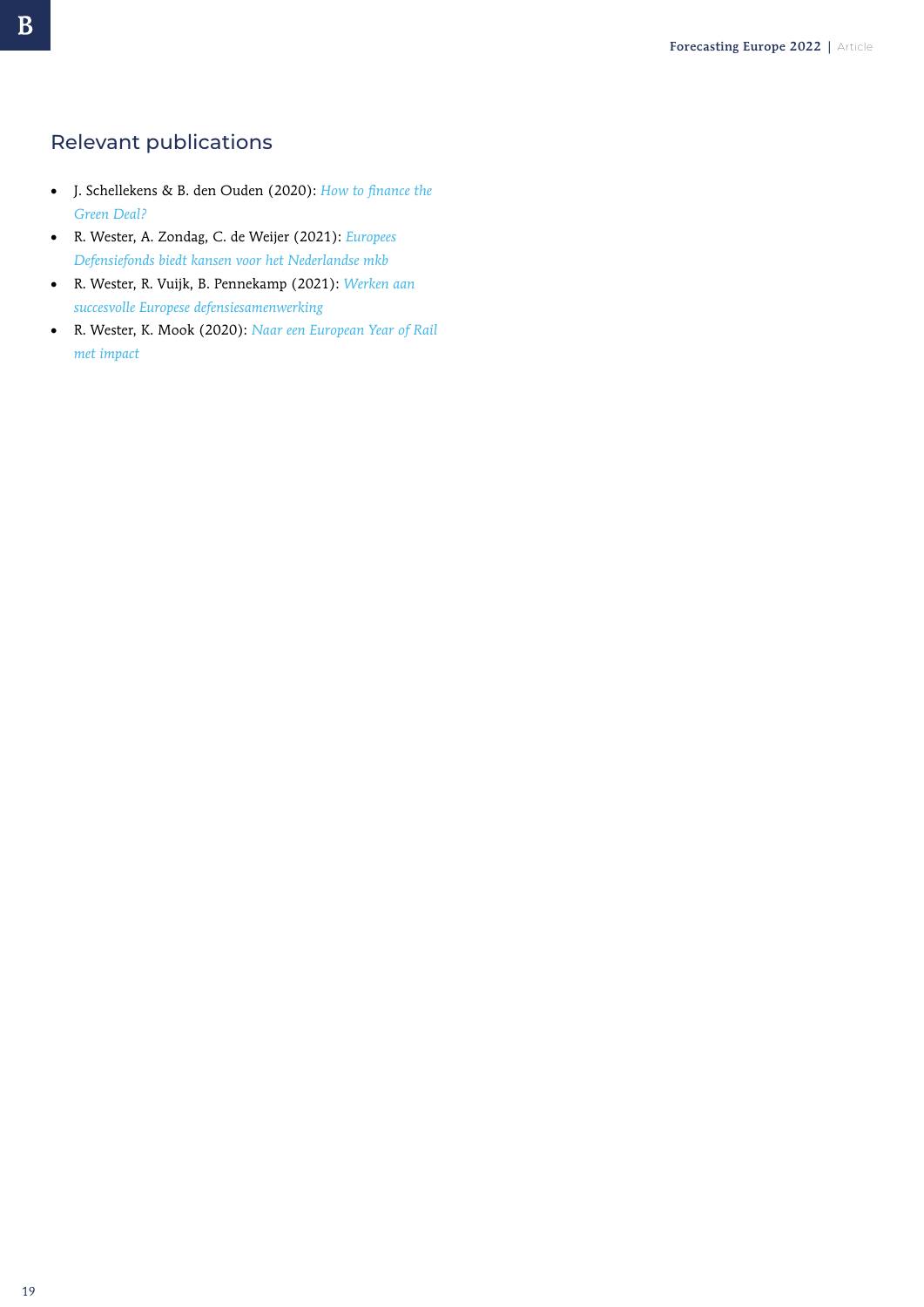## Relevant publications

- J. Schellekens & B. den Ouden (2020): *How to finance the Green Deal?*
- R. Wester, A. Zondag, C. de Weijer (2021): *Europees Defensiefonds biedt kansen voor het Nederlandse mkb*
- R. Wester, R. Vuijk, B. Pennekamp (2021): *Werken aan succesvolle Europese defensiesamenwerking*
- R. Wester, K. Mook (2020): *Naar een European Year of Rail met impact*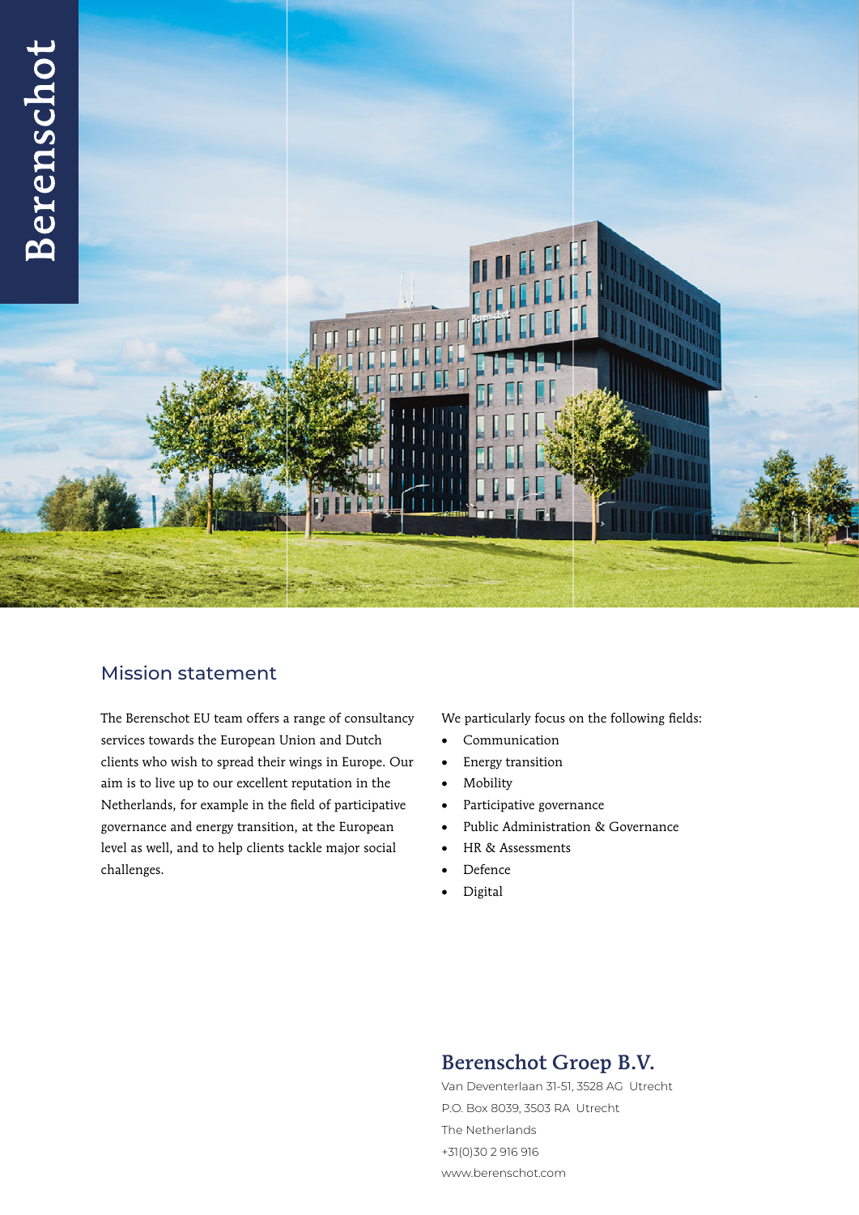Berenschot

## Mission statement

The Berenschot EU team offers a range of consultancy services towards the European Union and Dutch clients who wish to spread their wings in Europe. Our aim is to live up to our excellent reputation in the Netherlands, for example in the field of participative governance and energy transition, at the European level as well, and to help clients tackle major social challenges.

We particularly focus on the following fields:

- Communication
- Energy transition
- Mobility
- Participative governance
- Public Administration & Governance
- HR & Assessments
- Defence
- Digital

**Berenschot Groep B.V.**

Van Deventerlaan 31-51, 3528 AG Utrecht
P.O. Box 8039, 3503 RA Utrecht
The Netherlands
+31(0)30 2 916 916
www.berenschot.com